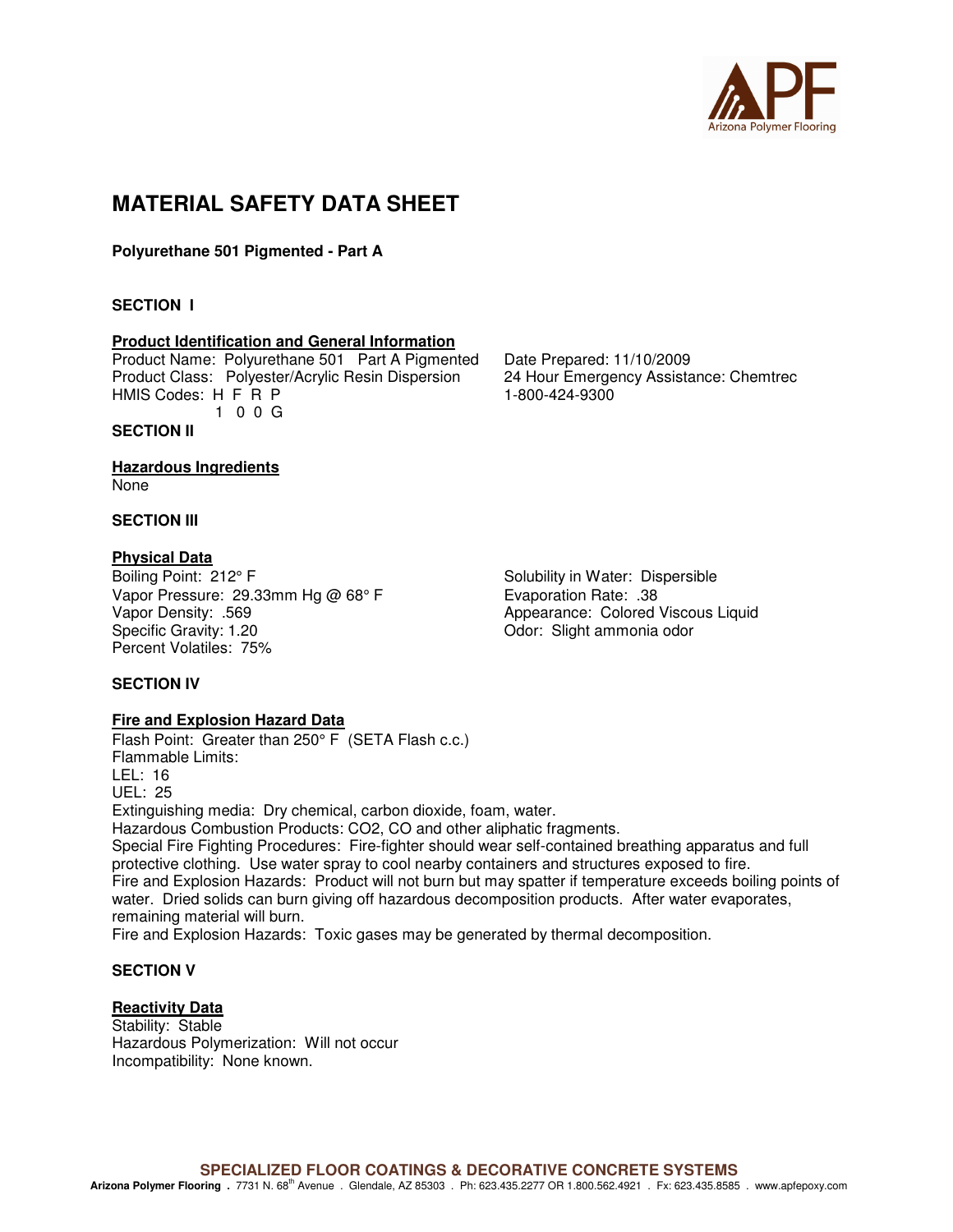# MATERIAL SAFETY DATA SHEET

**Polyurethane 501 Pigmented - Part A**

## SECTION I

### Product Identification and General Information

Product Name: Polyurethane 501 Part A Pigmented
Product Class: Polyester/Acrylic Resin Dispersion
HMIS Codes: H F R P
1 0 0 G

Date Prepared: 11/10/2009
24 Hour Emergency Assistance: Chemtrec
1-800-424-9300

## SECTION II

### Hazardous Ingredients

None

## SECTION III

### Physical Data

Boiling Point: 212° F
Vapor Pressure: 29.33mm Hg @ 68° F
Vapor Density: .569
Specific Gravity: 1.20
Percent Volatiles: 75%

Solubility in Water: Dispersible
Evaporation Rate: .38
Appearance: Colored Viscous Liquid
Odor: Slight ammonia odor

## SECTION IV

### Fire and Explosion Hazard Data

Flash Point: Greater than 250° F (SETA Flash c.c.)
Flammable Limits:
LEL: 16
UEL: 25
Extinguishing media: Dry chemical, carbon dioxide, foam, water.
Hazardous Combustion Products: $CO_2$, CO and other aliphatic fragments.
Special Fire Fighting Procedures: Fire-fighter should wear self-contained breathing apparatus and full protective clothing. Use water spray to cool nearby containers and structures exposed to fire.
Fire and Explosion Hazards: Product will not burn but may spatter if temperature exceeds boiling points of water. Dried solids can burn giving off hazardous decomposition products. After water evaporates, remaining material will burn.
Fire and Explosion Hazards: Toxic gases may be generated by thermal decomposition.

## SECTION V

### Reactivity Data

Stability: Stable
Hazardous Polymerization: Will not occur
Incompatibility: None known.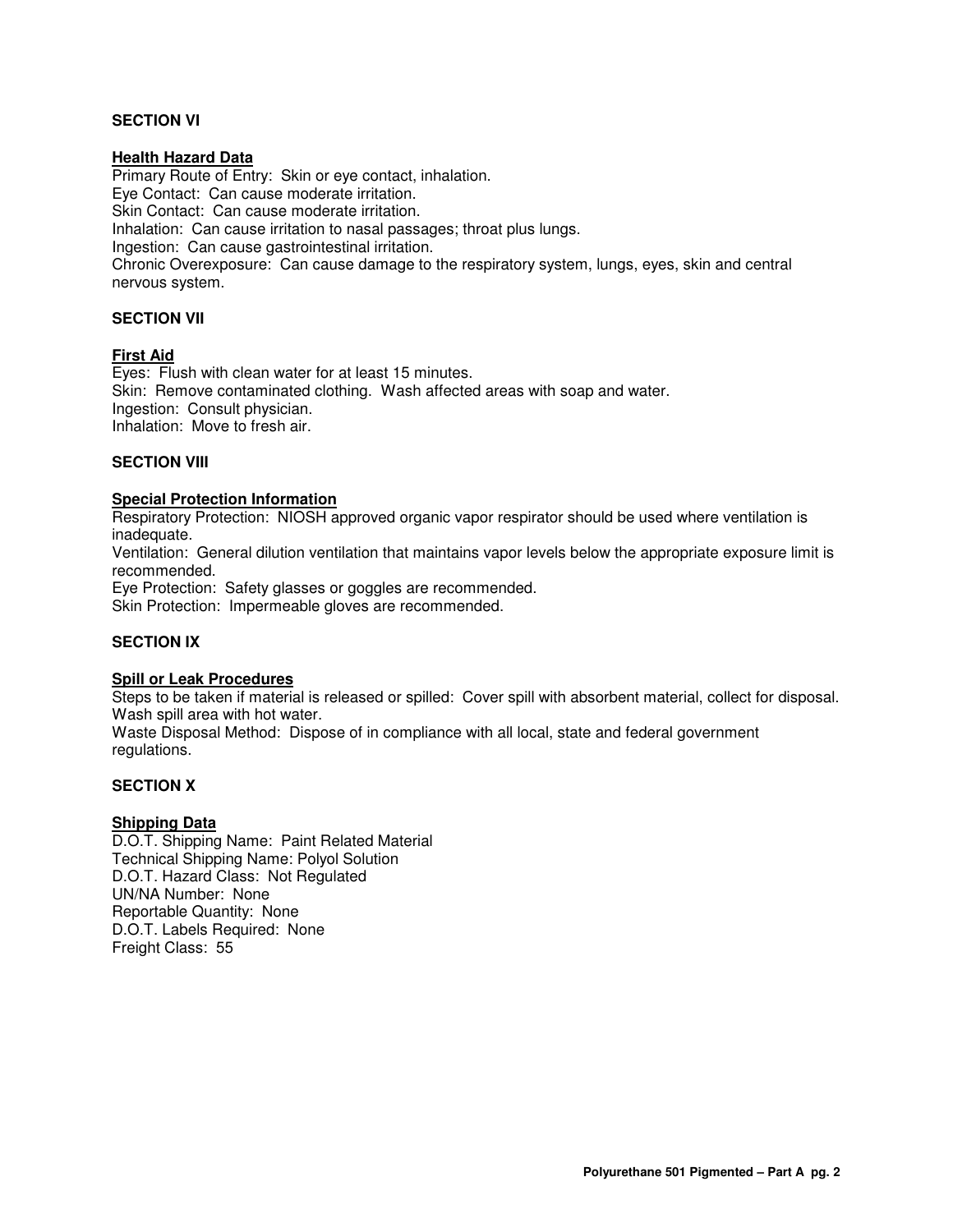## SECTION VI

### Health Hazard Data

Primary Route of Entry: Skin or eye contact, inhalation.
Eye Contact: Can cause moderate irritation.
Skin Contact: Can cause moderate irritation.
Inhalation: Can cause irritation to nasal passages; throat plus lungs.
Ingestion: Can cause gastrointestinal irritation.
Chronic Overexposure: Can cause damage to the respiratory system, lungs, eyes, skin and central nervous system.

## SECTION VII

### First Aid

Eyes: Flush with clean water for at least 15 minutes.
Skin: Remove contaminated clothing. Wash affected areas with soap and water.
Ingestion: Consult physician.
Inhalation: Move to fresh air.

## SECTION VIII

### Special Protection Information

Respiratory Protection: NIOSH approved organic vapor respirator should be used where ventilation is inadequate.
Ventilation: General dilution ventilation that maintains vapor levels below the appropriate exposure limit is recommended.
Eye Protection: Safety glasses or goggles are recommended.
Skin Protection: Impermeable gloves are recommended.

## SECTION IX

### Spill or Leak Procedures

Steps to be taken if material is released or spilled: Cover spill with absorbent material, collect for disposal. Wash spill area with hot water.
Waste Disposal Method: Dispose of in compliance with all local, state and federal government regulations.

## SECTION X

### Shipping Data

D.O.T. Shipping Name: Paint Related Material
Technical Shipping Name: Polyol Solution
D.O.T. Hazard Class: Not Regulated
UN/NA Number: None
Reportable Quantity: None
D.O.T. Labels Required: None
Freight Class: 55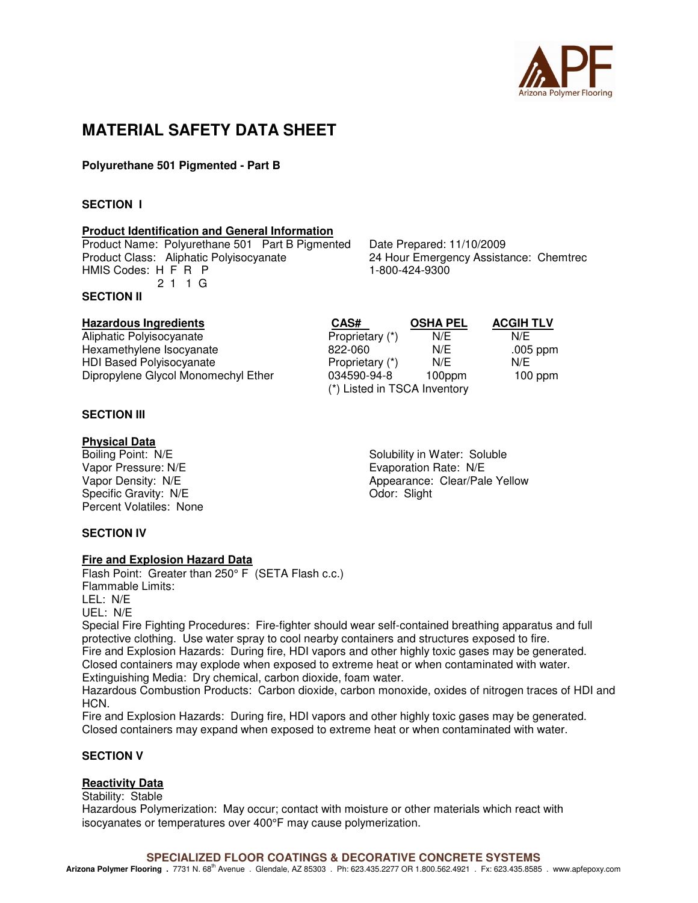# MATERIAL SAFETY DATA SHEET

**Polyurethane 501 Pigmented - Part B**

**SECTION I**

**Product Identification and General Information**

Product Name: Polyurethane 501 Part B Pigmented
Product Class: Aliphatic Polyisocyanate
HMIS Codes: H F R P
2 1 1 G

Date Prepared: 11/10/2009
24 Hour Emergency Assistance: Chemtrec
1-800-424-9300

**SECTION II**

| Hazardous Ingredients | CAS# | OSHA PEL | ACGIH TLV |
|---|---|---|---|
| Aliphatic Polyisocyanate | Proprietary (*) | N/E | N/E |
| Hexamethylene Isocyanate | 822-060 | N/E | .005 ppm |
| HDI Based Polyisocyanate | Proprietary (*) | N/E | N/E |
| Dipropylene Glycol Monomechyl Ether | 034590-94-8 | 100ppm | 100 ppm |

(*) Listed in TSCA Inventory

**SECTION III**

**Physical Data**

Boiling Point: N/E
Vapor Pressure: N/E
Vapor Density: N/E
Specific Gravity: N/E
Percent Volatiles: None

Solubility in Water: Soluble
Evaporation Rate: N/E
Appearance: Clear/Pale Yellow
Odor: Slight

**SECTION IV**

**Fire and Explosion Hazard Data**

Flash Point: Greater than 250° F (SETA Flash c.c.)
Flammable Limits:
LEL: N/E
UEL: N/E
Special Fire Fighting Procedures: Fire-fighter should wear self-contained breathing apparatus and full protective clothing. Use water spray to cool nearby containers and structures exposed to fire.
Fire and Explosion Hazards: During fire, HDI vapors and other highly toxic gases may be generated. Closed containers may explode when exposed to extreme heat or when contaminated with water.
Extinguishing Media: Dry chemical, carbon dioxide, foam water.
Hazardous Combustion Products: Carbon dioxide, carbon monoxide, oxides of nitrogen traces of HDI and HCN.
Fire and Explosion Hazards: During fire, HDI vapors and other highly toxic gases may be generated. Closed containers may expand when exposed to extreme heat or when contaminated with water.

**SECTION V**

**Reactivity Data**

Stability: Stable
Hazardous Polymerization: May occur; contact with moisture or other materials which react with isocyanates or temperatures over 400°F may cause polymerization.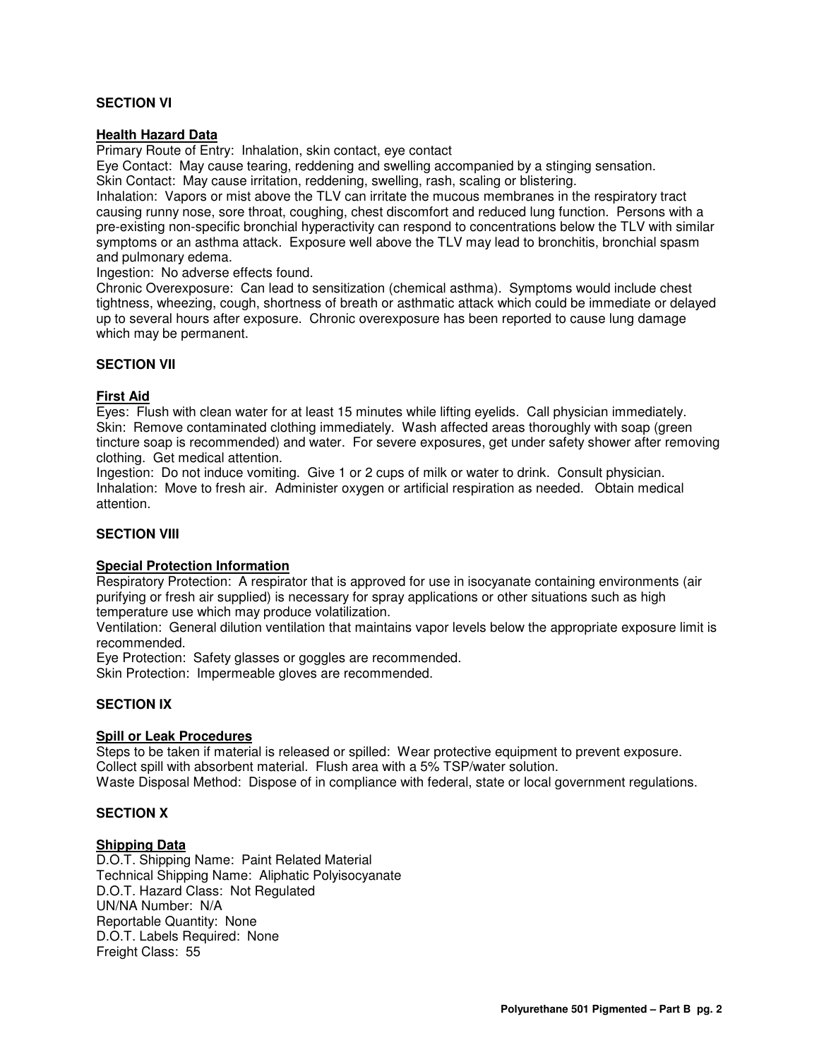**SECTION VI**

**Health Hazard Data**

Primary Route of Entry: Inhalation, skin contact, eye contact
Eye Contact: May cause tearing, reddening and swelling accompanied by a stinging sensation.
Skin Contact: May cause irritation, reddening, swelling, rash, scaling or blistering.
Inhalation: Vapors or mist above the TLV can irritate the mucous membranes in the respiratory tract causing runny nose, sore throat, coughing, chest discomfort and reduced lung function. Persons with a pre-existing non-specific bronchial hyperactivity can respond to concentrations below the TLV with similar symptoms or an asthma attack. Exposure well above the TLV may lead to bronchitis, bronchial spasm and pulmonary edema.
Ingestion: No adverse effects found.
Chronic Overexposure: Can lead to sensitization (chemical asthma). Symptoms would include chest tightness, wheezing, cough, shortness of breath or asthmatic attack which could be immediate or delayed up to several hours after exposure. Chronic overexposure has been reported to cause lung damage which may be permanent.

**SECTION VII**

**First Aid**

Eyes: Flush with clean water for at least 15 minutes while lifting eyelids. Call physician immediately.
Skin: Remove contaminated clothing immediately. Wash affected areas thoroughly with soap (green tincture soap is recommended) and water. For severe exposures, get under safety shower after removing clothing. Get medical attention.
Ingestion: Do not induce vomiting. Give 1 or 2 cups of milk or water to drink. Consult physician.
Inhalation: Move to fresh air. Administer oxygen or artificial respiration as needed. Obtain medical attention.

**SECTION VIII**

**Special Protection Information**

Respiratory Protection: A respirator that is approved for use in isocyanate containing environments (air purifying or fresh air supplied) is necessary for spray applications or other situations such as high temperature use which may produce volatilization.
Ventilation: General dilution ventilation that maintains vapor levels below the appropriate exposure limit is recommended.
Eye Protection: Safety glasses or goggles are recommended.
Skin Protection: Impermeable gloves are recommended.

**SECTION IX**

**Spill or Leak Procedures**

Steps to be taken if material is released or spilled: Wear protective equipment to prevent exposure. Collect spill with absorbent material. Flush area with a 5% TSP/water solution.
Waste Disposal Method: Dispose of in compliance with federal, state or local government regulations.

**SECTION X**

**Shipping Data**

D.O.T. Shipping Name: Paint Related Material
Technical Shipping Name: Aliphatic Polyisocyanate
D.O.T. Hazard Class: Not Regulated
UN/NA Number: N/A
Reportable Quantity: None
D.O.T. Labels Required: None
Freight Class: 55